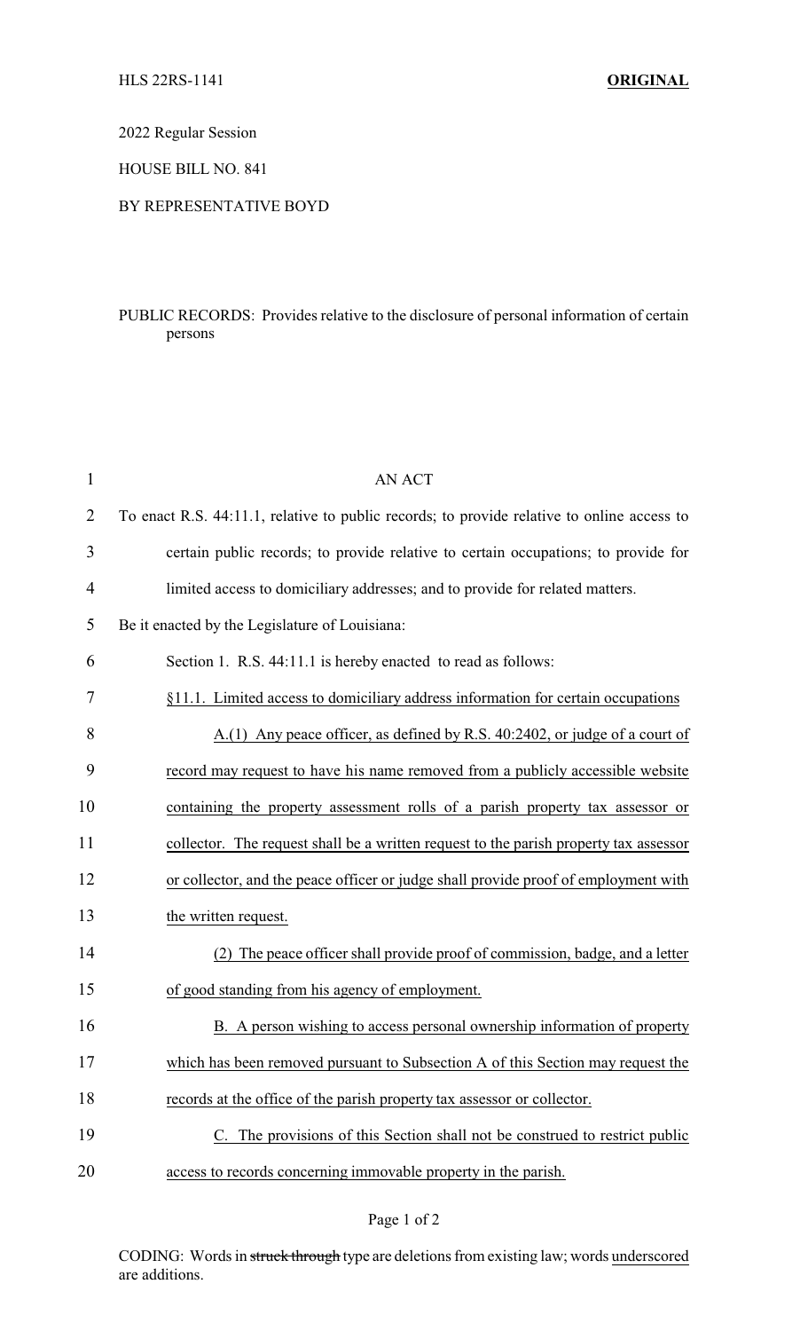HLS 22RS-1141 **ORIGINAL**

2022 Regular Session

HOUSE BILL NO. 841

BY REPRESENTATIVE BOYD

PUBLIC RECORDS: Provides relative to the disclosure of personal information of certain persons

AN ACT

To enact R.S. 44:11.1, relative to public records; to provide relative to online access to certain public records; to provide relative to certain occupations; to provide for limited access to domiciliary addresses; and to provide for related matters.

Be it enacted by the Legislature of Louisiana:

Section 1. R.S. 44:11.1 is hereby enacted to read as follows:

§11.1. Limited access to domiciliary address information for certain occupations

A.(1) Any peace officer, as defined by R.S. 40:2402, or judge of a court of record may request to have his name removed from a publicly accessible website containing the property assessment rolls of a parish property tax assessor or collector. The request shall be a written request to the parish property tax assessor or collector, and the peace officer or judge shall provide proof of employment with the written request.

(2) The peace officer shall provide proof of commission, badge, and a letter of good standing from his agency of employment.

B. A person wishing to access personal ownership information of property which has been removed pursuant to Subsection A of this Section may request the records at the office of the parish property tax assessor or collector.

C. The provisions of this Section shall not be construed to restrict public access to records concerning immovable property in the parish.

CODING: Words in ~~struck through~~ type are deletions from existing law; words underscored are additions.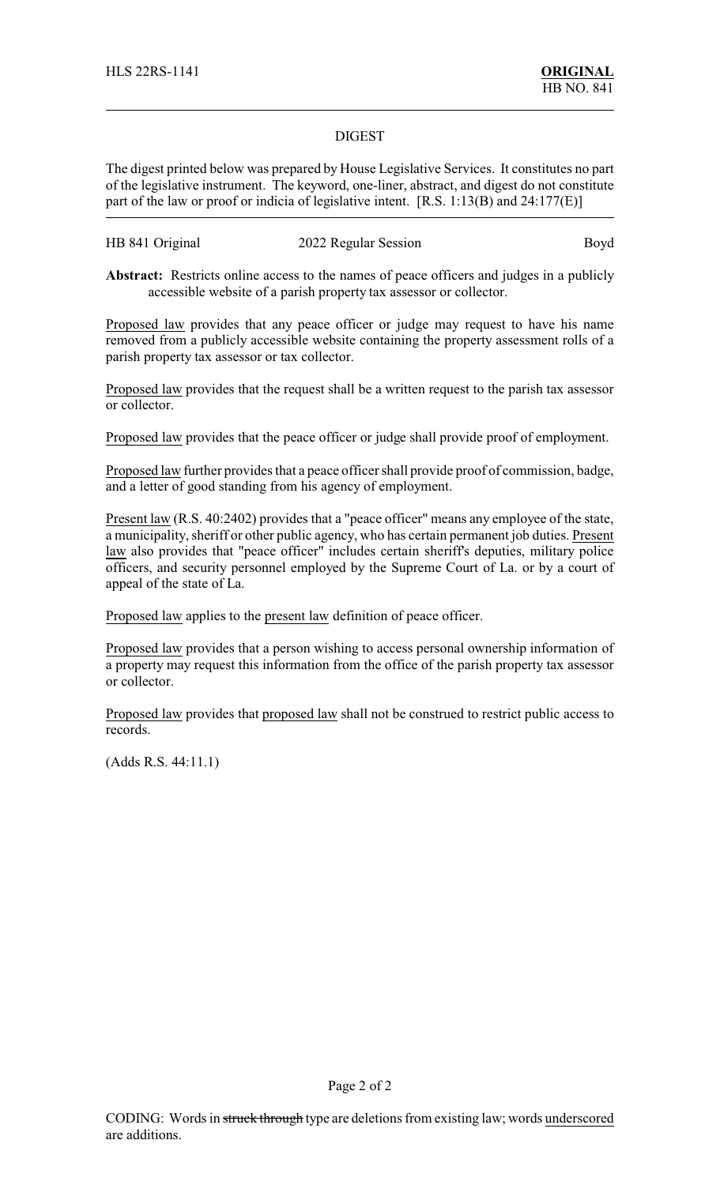HLS 22RS-1141 **ORIGINAL**
HB NO. 841

## DIGEST

The digest printed below was prepared by House Legislative Services. It constitutes no part of the legislative instrument. The keyword, one-liner, abstract, and digest do not constitute part of the law or proof or indicia of legislative intent. [R.S. 1:13(B) and 24:177(E)]

HB 841 Original 2022 Regular Session Boyd

**Abstract:** Restricts online access to the names of peace officers and judges in a publicly accessible website of a parish property tax assessor or collector.

Proposed law provides that any peace officer or judge may request to have his name removed from a publicly accessible website containing the property assessment rolls of a parish property tax assessor or tax collector.

Proposed law provides that the request shall be a written request to the parish tax assessor or collector.

Proposed law provides that the peace officer or judge shall provide proof of employment.

Proposed law further provides that a peace officer shall provide proof of commission, badge, and a letter of good standing from his agency of employment.

Present law (R.S. 40:2402) provides that a "peace officer" means any employee of the state, a municipality, sheriff or other public agency, who has certain permanent job duties. Present law also provides that "peace officer" includes certain sheriff's deputies, military police officers, and security personnel employed by the Supreme Court of La. or by a court of appeal of the state of La.

Proposed law applies to the present law definition of peace officer.

Proposed law provides that a person wishing to access personal ownership information of a property may request this information from the office of the parish property tax assessor or collector.

Proposed law provides that proposed law shall not be construed to restrict public access to records.

(Adds R.S. 44:11.1)

CODING: Words in ~~struck through~~ type are deletions from existing law; words underscored are additions.